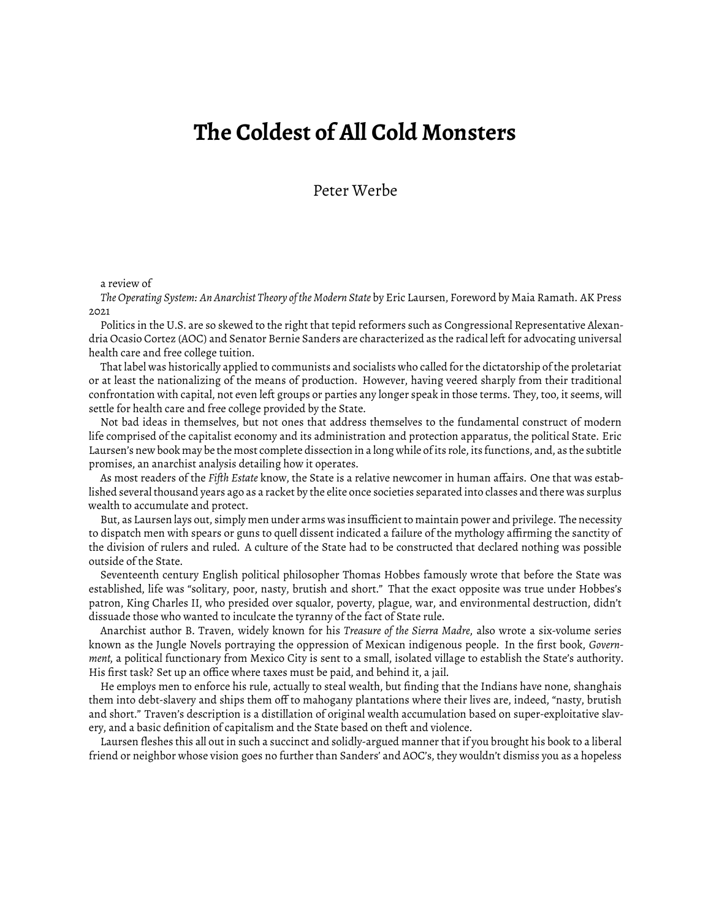# The Coldest of All Cold Monsters

Peter Werbe

a review of

*The Operating System: An Anarchist Theory of the Modern State* by Eric Laursen, Foreword by Maia Ramath. AK Press 2021

Politics in the U.S. are so skewed to the right that tepid reformers such as Congressional Representative Alexandria Ocasio Cortez (AOC) and Senator Bernie Sanders are characterized as the radical left for advocating universal health care and free college tuition.

That label was historically applied to communists and socialists who called for the dictatorship of the proletariat or at least the nationalizing of the means of production. However, having veered sharply from their traditional confrontation with capital, not even left groups or parties any longer speak in those terms. They, too, it seems, will settle for health care and free college provided by the State.

Not bad ideas in themselves, but not ones that address themselves to the fundamental construct of modern life comprised of the capitalist economy and its administration and protection apparatus, the political State. Eric Laursen's new book may be the most complete dissection in a long while of its role, its functions, and, as the subtitle promises, an anarchist analysis detailing how it operates.

As most readers of the *Fifth Estate* know, the State is a relative newcomer in human affairs. One that was established several thousand years ago as a racket by the elite once societies separated into classes and there was surplus wealth to accumulate and protect.

But, as Laursen lays out, simply men under arms was insufficient to maintain power and privilege. The necessity to dispatch men with spears or guns to quell dissent indicated a failure of the mythology affirming the sanctity of the division of rulers and ruled. A culture of the State had to be constructed that declared nothing was possible outside of the State.

Seventeenth century English political philosopher Thomas Hobbes famously wrote that before the State was established, life was "solitary, poor, nasty, brutish and short." That the exact opposite was true under Hobbes's patron, King Charles II, who presided over squalor, poverty, plague, war, and environmental destruction, didn't dissuade those who wanted to inculcate the tyranny of the fact of State rule.

Anarchist author B. Traven, widely known for his *Treasure of the Sierra Madre*, also wrote a six-volume series known as the Jungle Novels portraying the oppression of Mexican indigenous people. In the first book, *Government*, a political functionary from Mexico City is sent to a small, isolated village to establish the State's authority. His first task? Set up an office where taxes must be paid, and behind it, a jail.

He employs men to enforce his rule, actually to steal wealth, but finding that the Indians have none, shanghais them into debt-slavery and ships them off to mahogany plantations where their lives are, indeed, "nasty, brutish and short." Traven's description is a distillation of original wealth accumulation based on super-exploitative slavery, and a basic definition of capitalism and the State based on theft and violence.

Laursen fleshes this all out in such a succinct and solidly-argued manner that if you brought his book to a liberal friend or neighbor whose vision goes no further than Sanders' and AOC's, they wouldn't dismiss you as a hopeless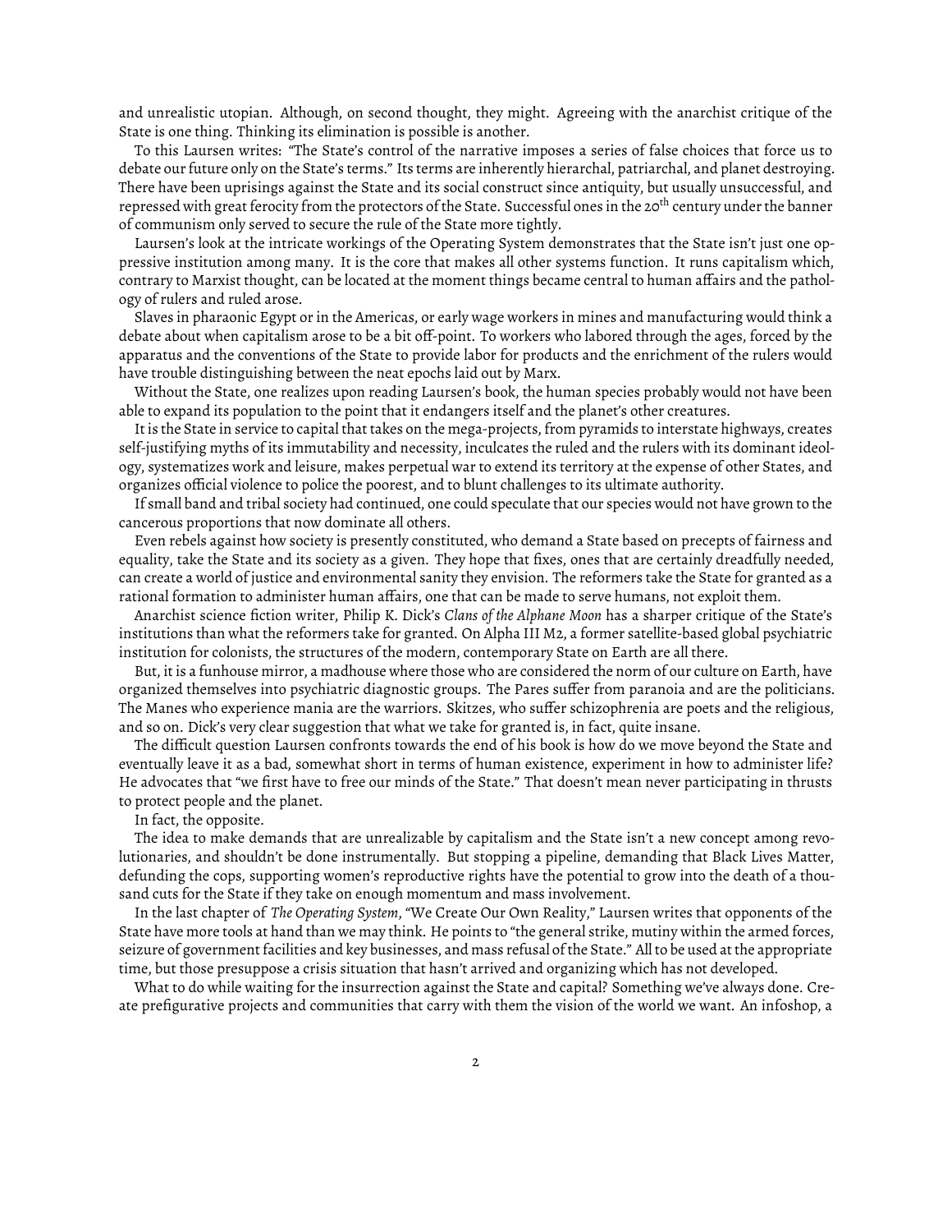and unrealistic utopian. Although, on second thought, they might. Agreeing with the anarchist critique of the State is one thing. Thinking its elimination is possible is another.

To this Laursen writes: "The State's control of the narrative imposes a series of false choices that force us to debate our future only on the State's terms." Its terms are inherently hierarchal, patriarchal, and planet destroying. There have been uprisings against the State and its social construct since antiquity, but usually unsuccessful, and repressed with great ferocity from the protectors of the State. Successful ones in the 20th century under the banner of communism only served to secure the rule of the State more tightly.

Laursen's look at the intricate workings of the Operating System demonstrates that the State isn't just one oppressive institution among many. It is the core that makes all other systems function. It runs capitalism which, contrary to Marxist thought, can be located at the moment things became central to human affairs and the pathology of rulers and ruled arose.

Slaves in pharaonic Egypt or in the Americas, or early wage workers in mines and manufacturing would think a debate about when capitalism arose to be a bit off-point. To workers who labored through the ages, forced by the apparatus and the conventions of the State to provide labor for products and the enrichment of the rulers would have trouble distinguishing between the neat epochs laid out by Marx.

Without the State, one realizes upon reading Laursen's book, the human species probably would not have been able to expand its population to the point that it endangers itself and the planet's other creatures.

It is the State in service to capital that takes on the mega-projects, from pyramids to interstate highways, creates self-justifying myths of its immutability and necessity, inculcates the ruled and the rulers with its dominant ideology, systematizes work and leisure, makes perpetual war to extend its territory at the expense of other States, and organizes official violence to police the poorest, and to blunt challenges to its ultimate authority.

If small band and tribal society had continued, one could speculate that our species would not have grown to the cancerous proportions that now dominate all others.

Even rebels against how society is presently constituted, who demand a State based on precepts of fairness and equality, take the State and its society as a given. They hope that fixes, ones that are certainly dreadfully needed, can create a world of justice and environmental sanity they envision. The reformers take the State for granted as a rational formation to administer human affairs, one that can be made to serve humans, not exploit them.

Anarchist science fiction writer, Philip K. Dick's *Clans of the Alphane Moon* has a sharper critique of the State's institutions than what the reformers take for granted. On Alpha III M2, a former satellite-based global psychiatric institution for colonists, the structures of the modern, contemporary State on Earth are all there.

But, it is a funhouse mirror, a madhouse where those who are considered the norm of our culture on Earth, have organized themselves into psychiatric diagnostic groups. The Pares suffer from paranoia and are the politicians. The Manes who experience mania are the warriors. Skitzes, who suffer schizophrenia are poets and the religious, and so on. Dick's very clear suggestion that what we take for granted is, in fact, quite insane.

The difficult question Laursen confronts towards the end of his book is how do we move beyond the State and eventually leave it as a bad, somewhat short in terms of human existence, experiment in how to administer life? He advocates that "we first have to free our minds of the State." That doesn't mean never participating in thrusts to protect people and the planet.

In fact, the opposite.

The idea to make demands that are unrealizable by capitalism and the State isn't a new concept among revolutionaries, and shouldn't be done instrumentally. But stopping a pipeline, demanding that Black Lives Matter, defunding the cops, supporting women's reproductive rights have the potential to grow into the death of a thousand cuts for the State if they take on enough momentum and mass involvement.

In the last chapter of *The Operating System*, "We Create Our Own Reality," Laursen writes that opponents of the State have more tools at hand than we may think. He points to "the general strike, mutiny within the armed forces, seizure of government facilities and key businesses, and mass refusal of the State." All to be used at the appropriate time, but those presuppose a crisis situation that hasn't arrived and organizing which has not developed.

What to do while waiting for the insurrection against the State and capital? Something we've always done. Create prefigurative projects and communities that carry with them the vision of the world we want. An infoshop, a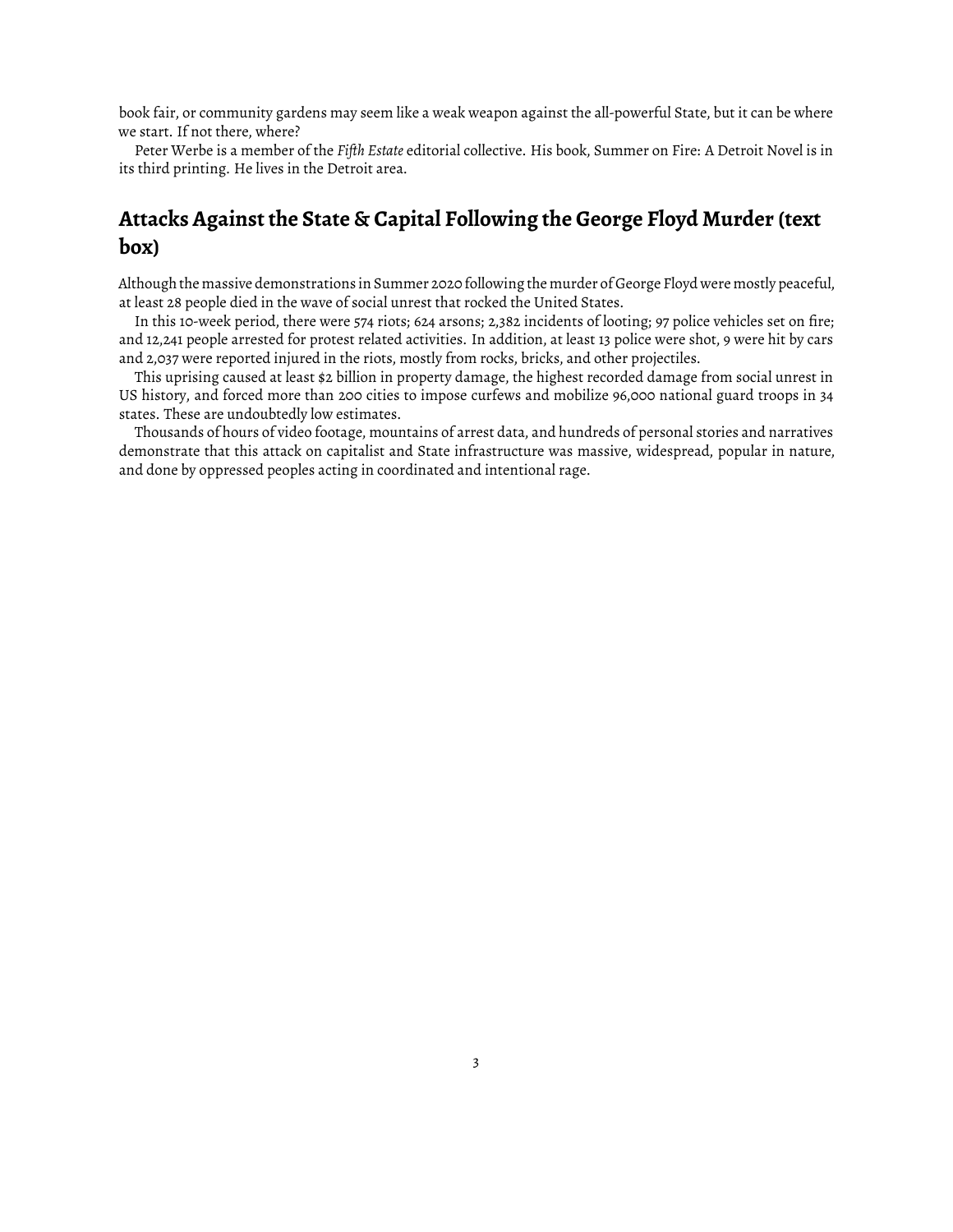book fair, or community gardens may seem like a weak weapon against the all-powerful State, but it can be where we start. If not there, where?

Peter Werbe is a member of the *Fifth Estate* editorial collective. His book, Summer on Fire: A Detroit Novel is in its third printing. He lives in the Detroit area.

## Attacks Against the State & Capital Following the George Floyd Murder (text box)

Although the massive demonstrations in Summer 2020 following the murder of George Floyd were mostly peaceful, at least 28 people died in the wave of social unrest that rocked the United States.

In this 10-week period, there were 574 riots; 624 arsons; 2,382 incidents of looting; 97 police vehicles set on fire; and 12,241 people arrested for protest related activities. In addition, at least 13 police were shot, 9 were hit by cars and 2,037 were reported injured in the riots, mostly from rocks, bricks, and other projectiles.

This uprising caused at least $2 billion in property damage, the highest recorded damage from social unrest in US history, and forced more than 200 cities to impose curfews and mobilize 96,000 national guard troops in 34 states. These are undoubtedly low estimates.

Thousands of hours of video footage, mountains of arrest data, and hundreds of personal stories and narratives demonstrate that this attack on capitalist and State infrastructure was massive, widespread, popular in nature, and done by oppressed peoples acting in coordinated and intentional rage.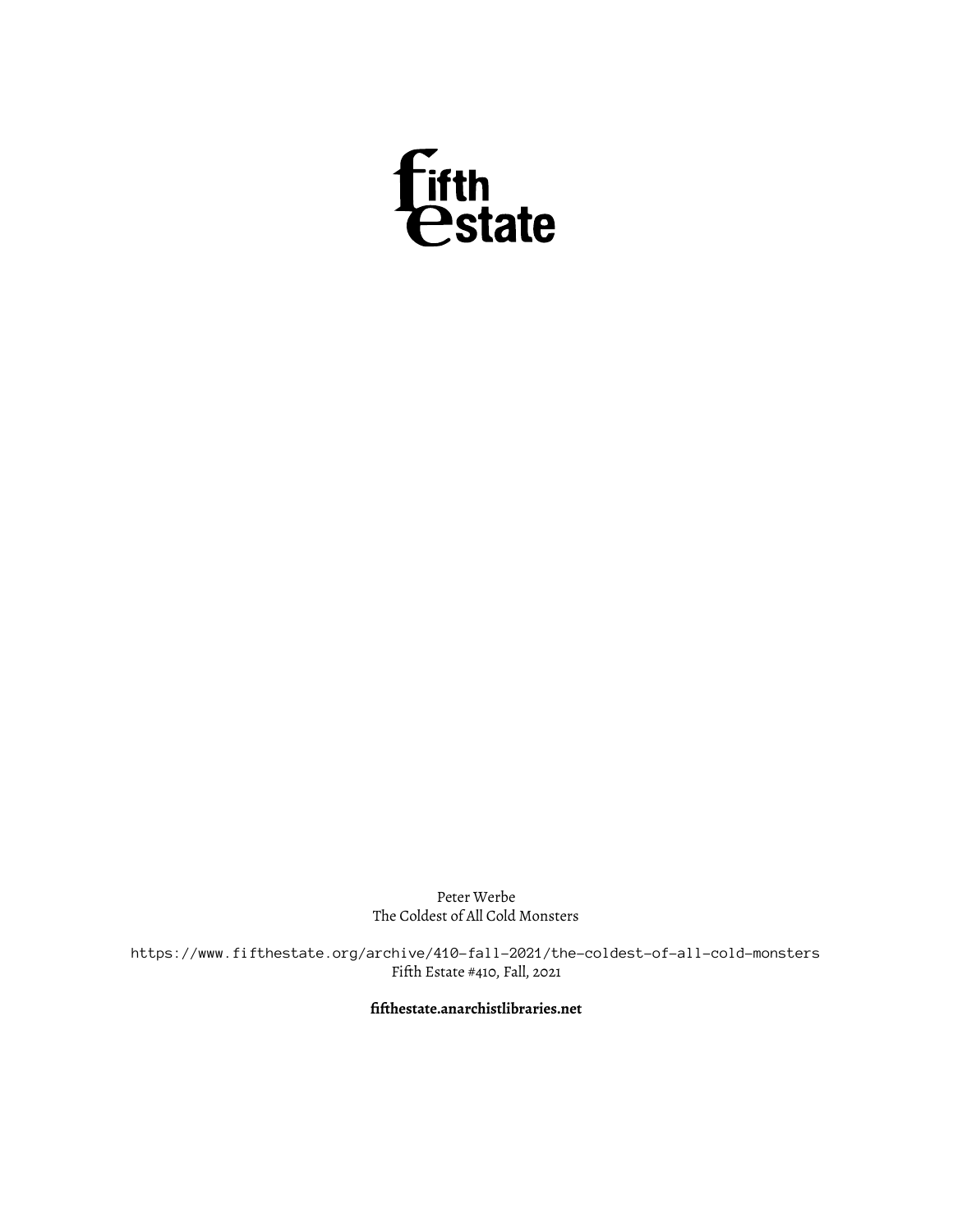Fifth Estate

Peter Werbe
The Coldest of All Cold Monsters

https://www.fifthestate.org/archive/410-fall-2021/the-coldest-of-all-cold-monsters
Fifth Estate #410, Fall, 2021

**fifthestate.anarchistlibraries.net**